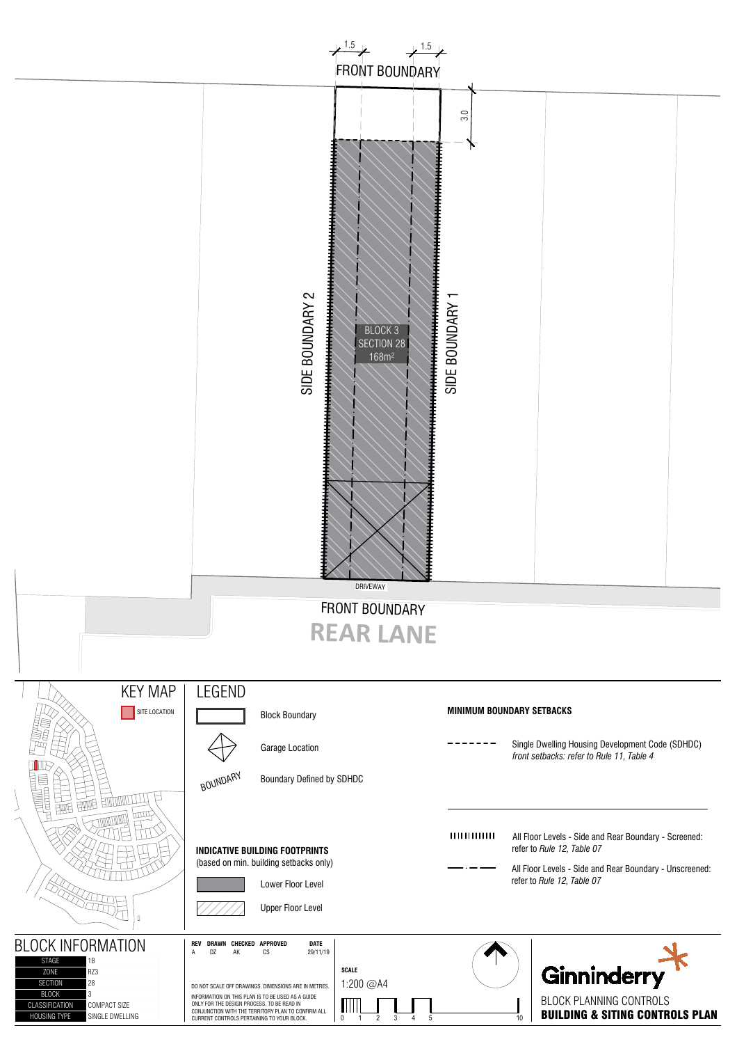1.5 1.5

FRONT BOUNDARY

3.0

SIDE BOUNDARY 2

BLOCK 3
SECTION 28
168m²

SIDE BOUNDARY 1

DRIVEWAY

FRONT BOUNDARY

**REAR LANE**

## KEY MAP

SITE LOCATION

## LEGEND

Block Boundary

Garage Location

BOUNDARY — Boundary Defined by SDHDC

**INDICATIVE BUILDING FOOTPRINTS**
(based on min. building setbacks only)

Lower Floor Level

Upper Floor Level

**MINIMUM BOUNDARY SETBACKS**

Single Dwelling Housing Development Code (SDHDC) *front setbacks: refer to Rule 11, Table 4*

All Floor Levels - Side and Rear Boundary - Screened: refer to *Rule 12, Table 07*

All Floor Levels - Side and Rear Boundary - Unscreened: refer to *Rule 12, Table 07*

## BLOCK INFORMATION

| | |
|---|---|
| STAGE | 1B |
| ZONE | RZ3 |
| SECTION | 28 |
| BLOCK | 3 |
| CLASSIFICATION | COMPACT SIZE |
| HOUSING TYPE | SINGLE DWELLING |

| REV | DRAWN | CHECKED | APPROVED | DATE |
|---|---|---|---|---|
| A | DZ | AK | CS | 29/11/19 |

DO NOT SCALE OFF DRAWINGS. DIMENSIONS ARE IN METRES.

INFORMATION ON THIS PLAN IS TO BE USED AS A GUIDE ONLY FOR THE DESIGN PROCESS. TO BE READ IN CONJUNCTION WITH THE TERRITORY PLAN TO CONFIRM ALL CURRENT CONTROLS PERTAINING TO YOUR BLOCK.

**SCALE**
1:200 @A4

0 1 2 3 4 5 10

Ginninderry

BLOCK PLANNING CONTROLS
**BUILDING & SITING CONTROLS PLAN**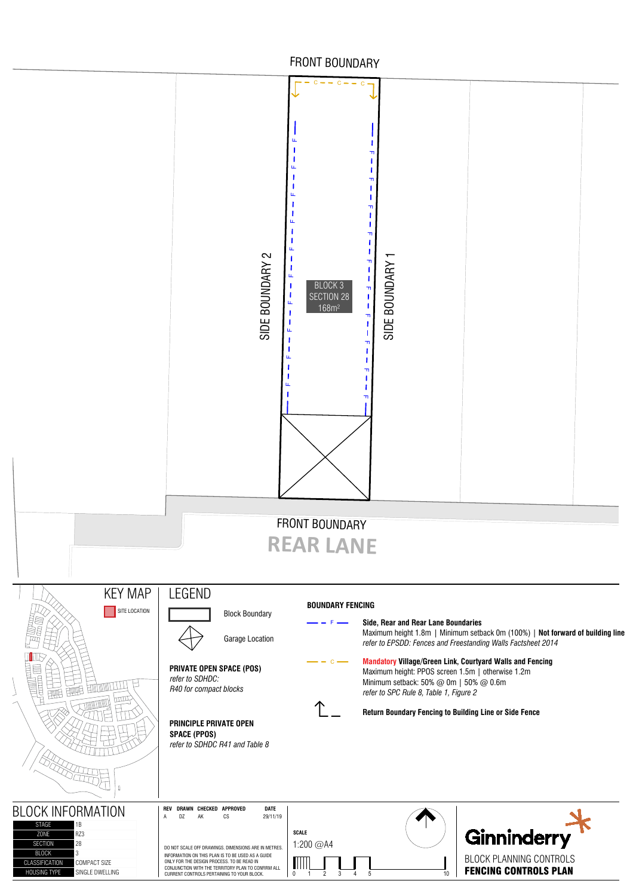FRONT BOUNDARY

SIDE BOUNDARY 2

BLOCK 3
SECTION 28
168m²

SIDE BOUNDARY 1

FRONT BOUNDARY

REAR LANE

## KEY MAP

SITE LOCATION

## LEGEND

Block Boundary

Garage Location

**PRIVATE OPEN SPACE (POS)**
*refer to SDHDC:*
*R40 for compact blocks*

**PRINCIPLE PRIVATE OPEN SPACE (PPOS)**
*refer to SDHDC R41 and Table 8*

**BOUNDARY FENCING**

**Side, Rear and Rear Lane Boundaries**
Maximum height 1.8m | Minimum setback 0m (100%) | **Not forward of building line**
*refer to EPSDD: Fences and Freestanding Walls Factsheet 2014*

**Mandatory Village/Green Link, Courtyard Walls and Fencing**
Maximum height: PPOS screen 1.5m | otherwise 1.2m
Minimum setback: 50% @ 0m | 50% @ 0.6m
*refer to SPC Rule 8, Table 1, Figure 2*

**Return Boundary Fencing to Building Line or Side Fence**

## BLOCK INFORMATION

| | |
|---|---|
| STAGE | 1B |
| ZONE | RZ3 |
| SECTION | 28 |
| BLOCK | 3 |
| CLASSIFICATION | COMPACT SIZE |
| HOUSING TYPE | SINGLE DWELLING |

| REV | DRAWN | CHECKED | APPROVED | DATE |
|---|---|---|---|---|
| A | DZ | AK | CS | 29/11/19 |

DO NOT SCALE OFF DRAWINGS. DIMENSIONS ARE IN METRES. INFORMATION ON THIS PLAN IS TO BE USED AS A GUIDE ONLY FOR THE DESIGN PROCESS. TO BE READ IN CONJUNCTION WITH THE TERRITORY PLAN TO CONFIRM ALL CURRENT CONTROLS PERTAINING TO YOUR BLOCK.

**SCALE**
1:200 @A4

0 1 2 3 4 5 10

Ginninderry

BLOCK PLANNING CONTROLS
**FENCING CONTROLS PLAN**